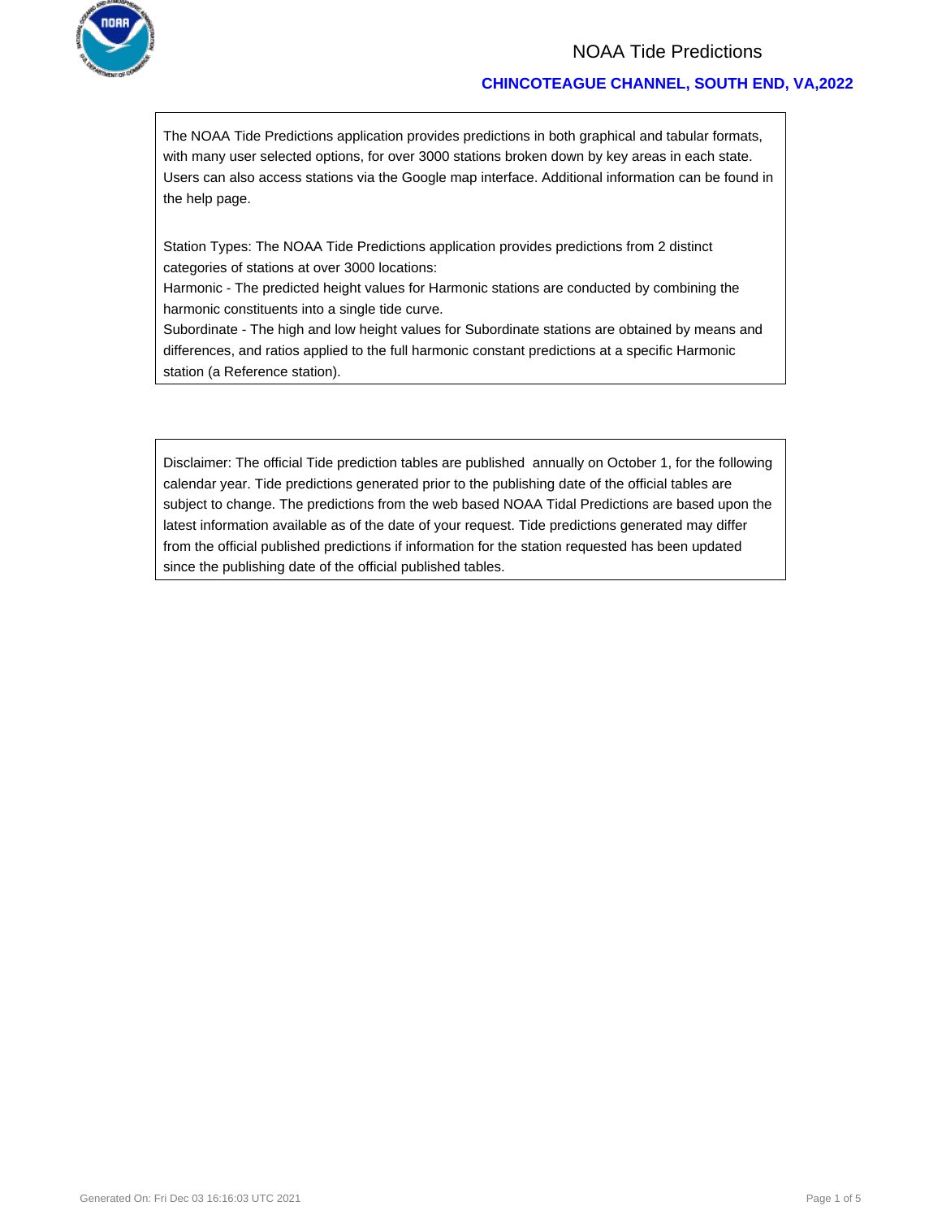# NOAA Tide Predictions

## CHINCOTEAGUE CHANNEL, SOUTH END, VA,2022

The NOAA Tide Predictions application provides predictions in both graphical and tabular formats, with many user selected options, for over 3000 stations broken down by key areas in each state. Users can also access stations via the Google map interface. Additional information can be found in the help page.

Station Types: The NOAA Tide Predictions application provides predictions from 2 distinct categories of stations at over 3000 locations:
Harmonic - The predicted height values for Harmonic stations are conducted by combining the harmonic constituents into a single tide curve.
Subordinate - The high and low height values for Subordinate stations are obtained by means and differences, and ratios applied to the full harmonic constant predictions at a specific Harmonic station (a Reference station).

Disclaimer: The official Tide prediction tables are published annually on October 1, for the following calendar year. Tide predictions generated prior to the publishing date of the official tables are subject to change. The predictions from the web based NOAA Tidal Predictions are based upon the latest information available as of the date of your request. Tide predictions generated may differ from the official published predictions if information for the station requested has been updated since the publishing date of the official published tables.

Generated On: Fri Dec 03 16:16:03 UTC 2021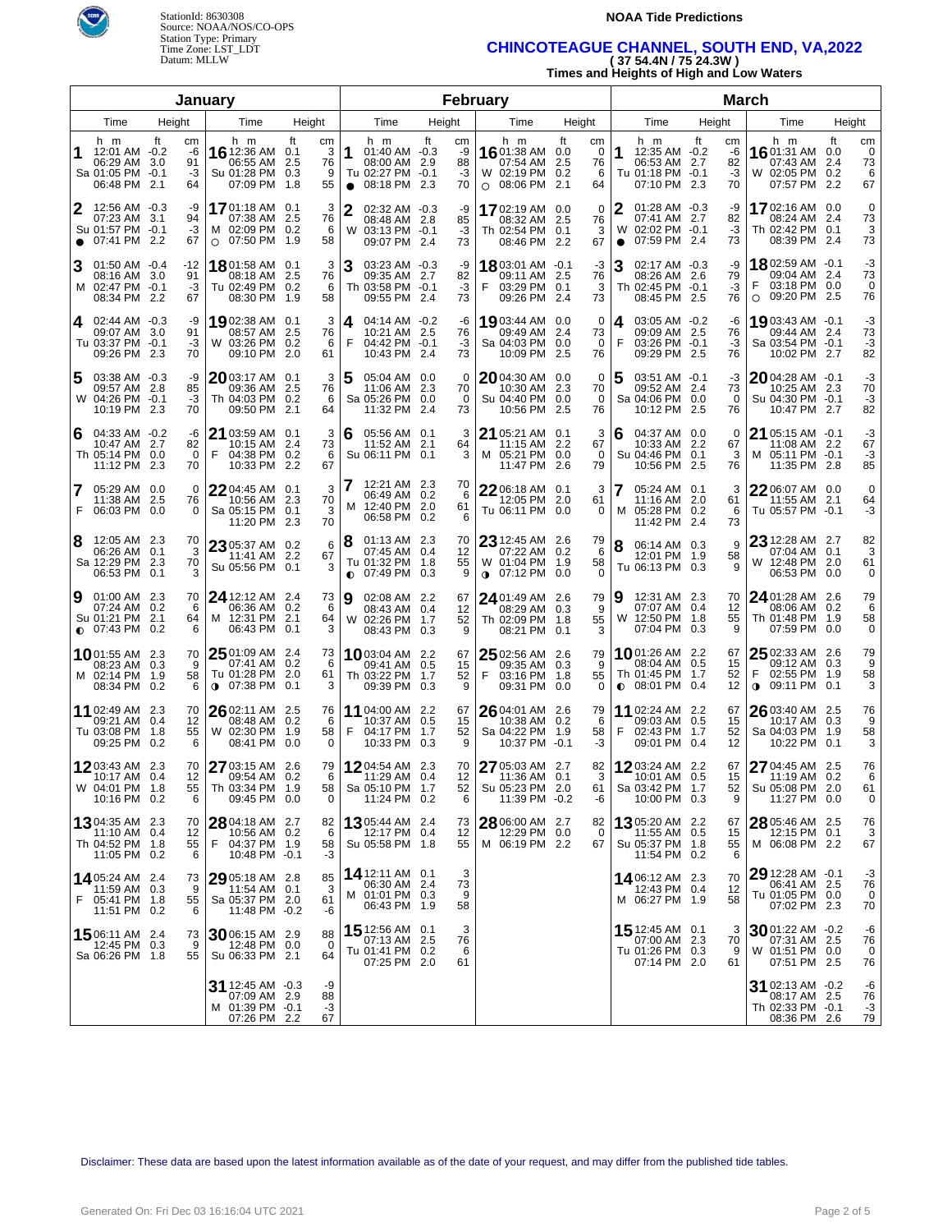StationId: 8630308
Source: NOAA/NOS/CO-OPS
Station Type: Primary
Time Zone: LST_LDT
Datum: MLLW

**NOAA Tide Predictions**

## CHINCOTEAGUE CHANNEL, SOUTH END, VA,2022
### ( 37 54.4N / 75 24.3W )
### Times and Heights of High and Low Waters

## January

| Day | Time | Height ft | Height cm | Day | Time | Height ft | Height cm |
|---|---|---|---|---|---|---|---|
| 1 Sa | 12:01 AM | -0.2 | -6 | 16 Su | 12:36 AM | 0.1 | 3 |
| | 06:29 AM | 3.0 | 91 | | 06:55 AM | 2.5 | 76 |
| | 01:05 PM | -0.1 | -3 | | 01:28 PM | 0.3 | 9 |
| | 06:48 PM | 2.1 | 64 | | 07:09 PM | 1.8 | 55 |
| 2 Su ● | 12:56 AM | -0.3 | -9 | 17 M ○ | 01:18 AM | 0.1 | 3 |
| | 07:23 AM | 3.1 | 94 | | 07:38 AM | 2.5 | 76 |
| | 01:57 PM | -0.1 | -3 | | 02:09 PM | 0.2 | 6 |
| | 07:41 PM | 2.2 | 67 | | 07:50 PM | 1.9 | 58 |
| 3 M | 01:50 AM | -0.4 | -12 | 18 Tu | 01:58 AM | 0.1 | 3 |
| | 08:16 AM | 3.0 | 91 | | 08:18 AM | 2.5 | 76 |
| | 02:47 PM | -0.1 | -3 | | 02:49 PM | 0.2 | 6 |
| | 08:34 PM | 2.2 | 67 | | 08:30 PM | 1.9 | 58 |
| 4 Tu | 02:44 AM | -0.3 | -9 | 19 W | 02:38 AM | 0.1 | 3 |
| | 09:07 AM | 3.0 | 91 | | 08:57 AM | 2.5 | 76 |
| | 03:37 PM | -0.1 | -3 | | 03:26 PM | 0.2 | 6 |
| | 09:26 PM | 2.3 | 70 | | 09:10 PM | 2.0 | 61 |
| 5 W | 03:38 AM | -0.3 | -9 | 20 Th | 03:17 AM | 0.1 | 3 |
| | 09:57 AM | 2.8 | 85 | | 09:36 AM | 2.5 | 76 |
| | 04:26 PM | -0.1 | -3 | | 04:03 PM | 0.2 | 6 |
| | 10:19 PM | 2.3 | 70 | | 09:50 PM | 2.1 | 64 |
| 6 Th | 04:33 AM | -0.2 | -6 | 21 F | 03:59 AM | 0.1 | 3 |
| | 10:47 AM | 2.7 | 82 | | 10:15 AM | 2.4 | 73 |
| | 05:14 PM | 0.0 | 0 | | 04:38 PM | 0.2 | 6 |
| | 11:12 PM | 2.3 | 70 | | 10:33 PM | 2.2 | 67 |
| 7 F | 05:29 AM | 0.0 | 0 | 22 Sa | 04:45 AM | 0.1 | 3 |
| | 11:38 AM | 2.5 | 76 | | 10:56 AM | 2.3 | 70 |
| | 06:03 PM | 0.0 | 0 | | 05:15 PM | 0.1 | 3 |
| | | | | | 11:20 PM | 2.3 | 70 |
| 8 Sa | 12:05 AM | 2.3 | 70 | 23 Su | 05:37 AM | 0.2 | 6 |
| | 06:26 AM | 0.1 | 3 | | 11:41 AM | 2.2 | 67 |
| | 12:29 PM | 2.3 | 70 | | 05:56 PM | 0.1 | 3 |
| | 06:53 PM | 0.1 | 3 | | | | |
| 9 Su ◐ | 01:00 AM | 2.3 | 70 | 24 M | 12:12 AM | 2.4 | 73 |
| | 07:24 AM | 0.2 | 6 | | 06:36 AM | 0.2 | 6 |
| | 01:21 PM | 2.1 | 64 | | 12:31 PM | 2.1 | 64 |
| | 07:43 PM | 0.2 | 6 | | 06:43 PM | 0.1 | 3 |
| 10 M | 01:55 AM | 2.3 | 70 | 25 Tu ◑ | 01:09 AM | 2.4 | 73 |
| | 08:23 AM | 0.3 | 9 | | 07:41 AM | 0.2 | 6 |
| | 02:14 PM | 1.9 | 58 | | 01:28 PM | 2.0 | 61 |
| | 08:34 PM | 0.2 | 6 | | 07:38 PM | 0.1 | 3 |
| 11 Tu | 02:49 AM | 2.3 | 70 | 26 W | 02:11 AM | 2.5 | 76 |
| | 09:21 AM | 0.4 | 12 | | 08:48 AM | 0.2 | 6 |
| | 03:08 PM | 1.8 | 55 | | 02:30 PM | 1.9 | 58 |
| | 09:25 PM | 0.2 | 6 | | 08:41 PM | 0.0 | 0 |
| 12 W | 03:43 AM | 2.3 | 70 | 27 Th | 03:15 AM | 2.6 | 79 |
| | 10:17 AM | 0.4 | 12 | | 09:54 AM | 0.2 | 6 |
| | 04:01 PM | 1.8 | 55 | | 03:34 PM | 1.9 | 58 |
| | 10:16 PM | 0.2 | 6 | | 09:45 PM | 0.0 | 0 |
| 13 Th | 04:35 AM | 2.3 | 70 | 28 F | 04:18 AM | 2.7 | 82 |
| | 11:10 AM | 0.4 | 12 | | 10:56 AM | 0.2 | 6 |
| | 04:52 PM | 1.8 | 55 | | 04:37 PM | 1.9 | 58 |
| | 11:05 PM | 0.2 | 6 | | 10:48 PM | -0.1 | -3 |
| 14 F | 05:24 AM | 2.4 | 73 | 29 Sa | 05:18 AM | 2.8 | 85 |
| | 11:59 AM | 0.3 | 9 | | 11:54 AM | 0.1 | 3 |
| | 05:41 PM | 1.8 | 55 | | 05:37 PM | 2.0 | 61 |
| | 11:51 PM | 0.2 | 6 | | 11:48 PM | -0.2 | -6 |
| 15 Sa | 06:11 AM | 2.4 | 73 | 30 Su | 06:15 AM | 2.9 | 88 |
| | 12:45 PM | 0.3 | 9 | | 12:48 PM | 0.0 | 0 |
| | 06:26 PM | 1.8 | 55 | | 06:33 PM | 2.1 | 64 |
| | | | | 31 M | 12:45 AM | -0.3 | -9 |
| | | | | | 07:09 AM | 2.9 | 88 |
| | | | | | 01:39 PM | -0.1 | -3 |
| | | | | | 07:26 PM | 2.2 | 67 |

## February

| Day | Time | Height ft | Height cm | Day | Time | Height ft | Height cm |
|---|---|---|---|---|---|---|---|
| 1 Tu ● | 01:40 AM | -0.3 | -9 | 16 W ○ | 01:38 AM | 0.0 | 0 |
| | 08:00 AM | 2.9 | 88 | | 07:54 AM | 2.5 | 76 |
| | 02:27 PM | -0.1 | -3 | | 02:19 PM | 0.2 | 6 |
| | 08:18 PM | 2.3 | 70 | | 08:06 PM | 2.1 | 64 |
| 2 W | 02:32 AM | -0.3 | -9 | 17 Th | 02:19 AM | 0.0 | 0 |
| | 08:48 AM | 2.8 | 85 | | 08:32 AM | 2.5 | 76 |
| | 03:13 PM | -0.1 | -3 | | 02:54 PM | 0.1 | 3 |
| | 09:07 PM | 2.4 | 73 | | 08:46 PM | 2.2 | 67 |
| 3 Th | 03:23 AM | -0.3 | -9 | 18 F | 03:01 AM | -0.1 | -3 |
| | 09:35 AM | 2.7 | 82 | | 09:11 AM | 2.5 | 76 |
| | 03:58 PM | -0.1 | -3 | | 03:29 PM | 0.1 | 3 |
| | 09:55 PM | 2.4 | 73 | | 09:26 PM | 2.4 | 73 |
| 4 F | 04:14 AM | -0.2 | -6 | 19 Sa | 03:44 AM | 0.0 | 0 |
| | 10:21 AM | 2.5 | 76 | | 09:49 AM | 2.4 | 73 |
| | 04:42 PM | -0.1 | -3 | | 04:03 PM | 0.0 | 0 |
| | 10:43 PM | 2.4 | 73 | | 10:09 PM | 2.5 | 76 |
| 5 Sa | 05:04 AM | 0.0 | 0 | 20 Su | 04:30 AM | 0.0 | 0 |
| | 11:06 AM | 2.3 | 70 | | 10:30 AM | 2.3 | 70 |
| | 05:26 PM | 0.0 | 0 | | 04:40 PM | 0.0 | 0 |
| | 11:32 PM | 2.4 | 73 | | 10:56 PM | 2.5 | 76 |
| 6 Su | 05:56 AM | 0.1 | 3 | 21 M | 05:21 AM | 0.1 | 3 |
| | 11:52 AM | 2.1 | 64 | | 11:15 AM | 2.2 | 67 |
| | 06:11 PM | 0.1 | 3 | | 05:21 PM | 0.0 | 0 |
| | | | | | 11:47 PM | 2.6 | 79 |
| 7 M | 12:21 AM | 2.3 | 70 | 22 Tu | 06:18 AM | 0.1 | 3 |
| | 06:49 AM | 0.2 | 6 | | 12:05 PM | 2.0 | 61 |
| | 12:40 PM | 2.0 | 61 | | 06:11 PM | 0.0 | 0 |
| | 06:58 PM | 0.2 | 6 | | | | |
| 8 Tu ◐ | 01:13 AM | 2.3 | 70 | 23 W ◑ | 12:45 AM | 2.6 | 79 |
| | 07:45 AM | 0.4 | 12 | | 07:22 AM | 0.2 | 6 |
| | 01:32 PM | 1.8 | 55 | | 01:04 PM | 1.9 | 58 |
| | 07:49 PM | 0.3 | 9 | | 07:12 PM | 0.0 | 0 |
| 9 W | 02:08 AM | 2.2 | 67 | 24 Th | 01:49 AM | 2.6 | 79 |
| | 08:43 AM | 0.4 | 12 | | 08:29 AM | 0.3 | 9 |
| | 02:26 PM | 1.7 | 52 | | 02:09 PM | 1.8 | 55 |
| | 08:43 PM | 0.3 | 9 | | 08:21 PM | 0.1 | 3 |
| 10 Th | 03:04 AM | 2.2 | 67 | 25 F | 02:56 AM | 2.6 | 79 |
| | 09:41 AM | 0.5 | 15 | | 09:35 AM | 0.3 | 9 |
| | 03:22 PM | 1.7 | 52 | | 03:16 PM | 1.8 | 55 |
| | 09:39 PM | 0.3 | 9 | | 09:31 PM | 0.0 | 0 |
| 11 F | 04:00 AM | 2.2 | 67 | 26 Sa | 04:01 AM | 2.6 | 79 |
| | 10:37 AM | 0.5 | 15 | | 10:38 AM | 0.2 | 6 |
| | 04:17 PM | 1.7 | 52 | | 04:22 PM | 1.9 | 58 |
| | 10:33 PM | 0.3 | 9 | | 10:37 PM | -0.1 | -3 |
| 12 Sa | 04:54 AM | 2.3 | 70 | 27 Su | 05:03 AM | 2.7 | 82 |
| | 11:29 AM | 0.4 | 12 | | 11:36 AM | 0.1 | 3 |
| | 05:10 PM | 1.7 | 52 | | 05:23 PM | 2.0 | 61 |
| | 11:24 PM | 0.2 | 6 | | 11:39 PM | -0.2 | -6 |
| 13 Su | 05:44 AM | 2.4 | 73 | 28 M | 06:00 AM | 2.7 | 82 |
| | 12:17 PM | 0.4 | 12 | | 12:29 PM | 0.0 | 0 |
| | 05:58 PM | 1.8 | 55 | | 06:19 PM | 2.2 | 67 |
| 14 M | 12:11 AM | 0.1 | 3 | | | | |
| | 06:30 AM | 2.4 | 73 | | | | |
| | 01:01 PM | 0.3 | 9 | | | | |
| | 06:43 PM | 1.9 | 58 | | | | |
| 15 Tu | 12:56 AM | 0.1 | 3 | | | | |
| | 07:13 AM | 2.5 | 76 | | | | |
| | 01:41 PM | 0.2 | 6 | | | | |
| | 07:25 PM | 2.0 | 61 | | | | |

## March

| Day | Time | Height ft | Height cm | Day | Time | Height ft | Height cm |
|---|---|---|---|---|---|---|---|
| 1 Tu | 12:35 AM | -0.2 | -6 | 16 W | 01:31 AM | 0.0 | 0 |
| | 06:53 AM | 2.7 | 82 | | 07:43 AM | 2.4 | 73 |
| | 01:18 PM | -0.1 | -3 | | 02:05 PM | 0.2 | 6 |
| | 07:10 PM | 2.3 | 70 | | 07:57 PM | 2.2 | 67 |
| 2 W ● | 01:28 AM | -0.3 | -9 | 17 Th | 02:16 AM | 0.0 | 0 |
| | 07:41 AM | 2.7 | 82 | | 08:24 AM | 2.4 | 73 |
| | 02:02 PM | -0.1 | -3 | | 02:42 PM | 0.1 | 3 |
| | 07:59 PM | 2.4 | 73 | | 08:39 PM | 2.4 | 73 |
| 3 Th | 02:17 AM | -0.3 | -9 | 18 F ○ | 02:59 AM | -0.1 | -3 |
| | 08:26 AM | 2.6 | 79 | | 09:04 AM | 2.4 | 73 |
| | 02:45 PM | -0.1 | -3 | | 03:18 PM | 0.0 | 0 |
| | 08:45 PM | 2.5 | 76 | | 09:20 PM | 2.5 | 76 |
| 4 F | 03:05 AM | -0.2 | -6 | 19 Sa | 03:43 AM | -0.1 | -3 |
| | 09:09 AM | 2.5 | 76 | | 09:44 AM | 2.4 | 73 |
| | 03:26 PM | -0.1 | -3 | | 03:54 PM | -0.1 | -3 |
| | 09:29 PM | 2.5 | 76 | | 10:02 PM | 2.7 | 82 |
| 5 Sa | 03:51 AM | -0.1 | -3 | 20 Su | 04:28 AM | -0.1 | -3 |
| | 09:52 AM | 2.4 | 73 | | 10:25 AM | 2.3 | 70 |
| | 04:06 PM | 0.0 | 0 | | 04:30 PM | -0.1 | -3 |
| | 10:12 PM | 2.5 | 76 | | 10:47 PM | 2.7 | 82 |
| 6 Su | 04:37 AM | 0.0 | 0 | 21 M | 05:15 AM | -0.1 | -3 |
| | 10:33 AM | 2.2 | 67 | | 11:08 AM | 2.2 | 67 |
| | 04:46 PM | 0.1 | 3 | | 05:11 PM | -0.1 | -3 |
| | 10:56 PM | 2.5 | 76 | | 11:35 PM | 2.8 | 85 |
| 7 M | 05:24 AM | 0.1 | 3 | 22 Tu | 06:07 AM | 0.0 | 0 |
| | 11:16 AM | 2.0 | 61 | | 11:55 AM | 2.1 | 64 |
| | 05:28 PM | 0.2 | 6 | | 05:57 PM | -0.1 | -3 |
| | 11:42 PM | 2.4 | 73 | | | | |
| 8 Tu | 06:14 AM | 0.3 | 9 | 23 W | 12:28 AM | 2.7 | 82 |
| | 12:01 PM | 1.9 | 58 | | 07:04 AM | 0.1 | 3 |
| | 06:13 PM | 0.3 | 9 | | 12:48 PM | 2.0 | 61 |
| | | | | | 06:53 PM | 0.0 | 0 |
| 9 W | 12:31 AM | 2.3 | 70 | 24 Th | 01:28 AM | 2.6 | 79 |
| | 07:07 AM | 0.4 | 12 | | 08:06 AM | 0.2 | 6 |
| | 12:50 PM | 1.8 | 55 | | 01:48 PM | 1.9 | 58 |
| | 07:04 PM | 0.3 | 9 | | 07:59 PM | 0.0 | 0 |
| 10 Th ◐ | 01:26 AM | 2.2 | 67 | 25 F ◑ | 02:33 AM | 2.6 | 79 |
| | 08:04 AM | 0.5 | 15 | | 09:12 AM | 0.3 | 9 |
| | 01:45 PM | 1.7 | 52 | | 02:55 PM | 1.9 | 58 |
| | 08:01 PM | 0.4 | 12 | | 09:11 PM | 0.1 | 3 |
| 11 F | 02:24 AM | 2.2 | 67 | 26 Sa | 03:40 AM | 2.5 | 76 |
| | 09:03 AM | 0.5 | 15 | | 10:17 AM | 0.3 | 9 |
| | 02:43 PM | 1.7 | 52 | | 04:03 PM | 1.9 | 58 |
| | 09:01 PM | 0.4 | 12 | | 10:22 PM | 0.1 | 3 |
| 12 Sa | 03:24 AM | 2.2 | 67 | 27 Su | 04:45 AM | 2.5 | 76 |
| | 10:01 AM | 0.5 | 15 | | 11:19 AM | 0.2 | 6 |
| | 03:42 PM | 1.7 | 52 | | 05:08 PM | 2.0 | 61 |
| | 10:00 PM | 0.3 | 9 | | 11:27 PM | 0.0 | 0 |
| 13 Su | 05:20 AM | 2.2 | 67 | 28 M | 05:46 AM | 2.5 | 76 |
| | 11:55 AM | 0.5 | 15 | | 12:15 PM | 0.1 | 3 |
| | 05:37 PM | 1.8 | 55 | | 06:08 PM | 2.2 | 67 |
| | 11:54 PM | 0.2 | 6 | | | | |
| 14 M | 06:12 AM | 2.3 | 70 | 29 Tu | 12:28 AM | -0.1 | -3 |
| | 12:43 PM | 0.4 | 12 | | 06:41 AM | 2.5 | 76 |
| | 06:27 PM | 1.9 | 58 | | 01:05 PM | 0.0 | 0 |
| | | | | | 07:02 PM | 2.3 | 70 |
| 15 Tu | 12:45 AM | 0.1 | 3 | 30 W | 01:22 AM | -0.2 | -6 |
| | 07:00 AM | 2.3 | 70 | | 07:31 AM | 2.5 | 76 |
| | 01:26 PM | 0.3 | 9 | | 01:51 PM | 0.0 | 0 |
| | 07:14 PM | 2.0 | 61 | | 07:51 PM | 2.5 | 76 |
| | | | | 31 Th | 02:13 AM | -0.2 | -6 |
| | | | | | 08:17 AM | 2.5 | 76 |
| | | | | | 02:33 PM | -0.1 | -3 |
| | | | | | 08:36 PM | 2.6 | 79 |

Disclaimer: These data are based upon the latest information available as of the date of your request, and may differ from the published tide tables.

Generated On: Fri Dec 03 16:16:04 UTC 2021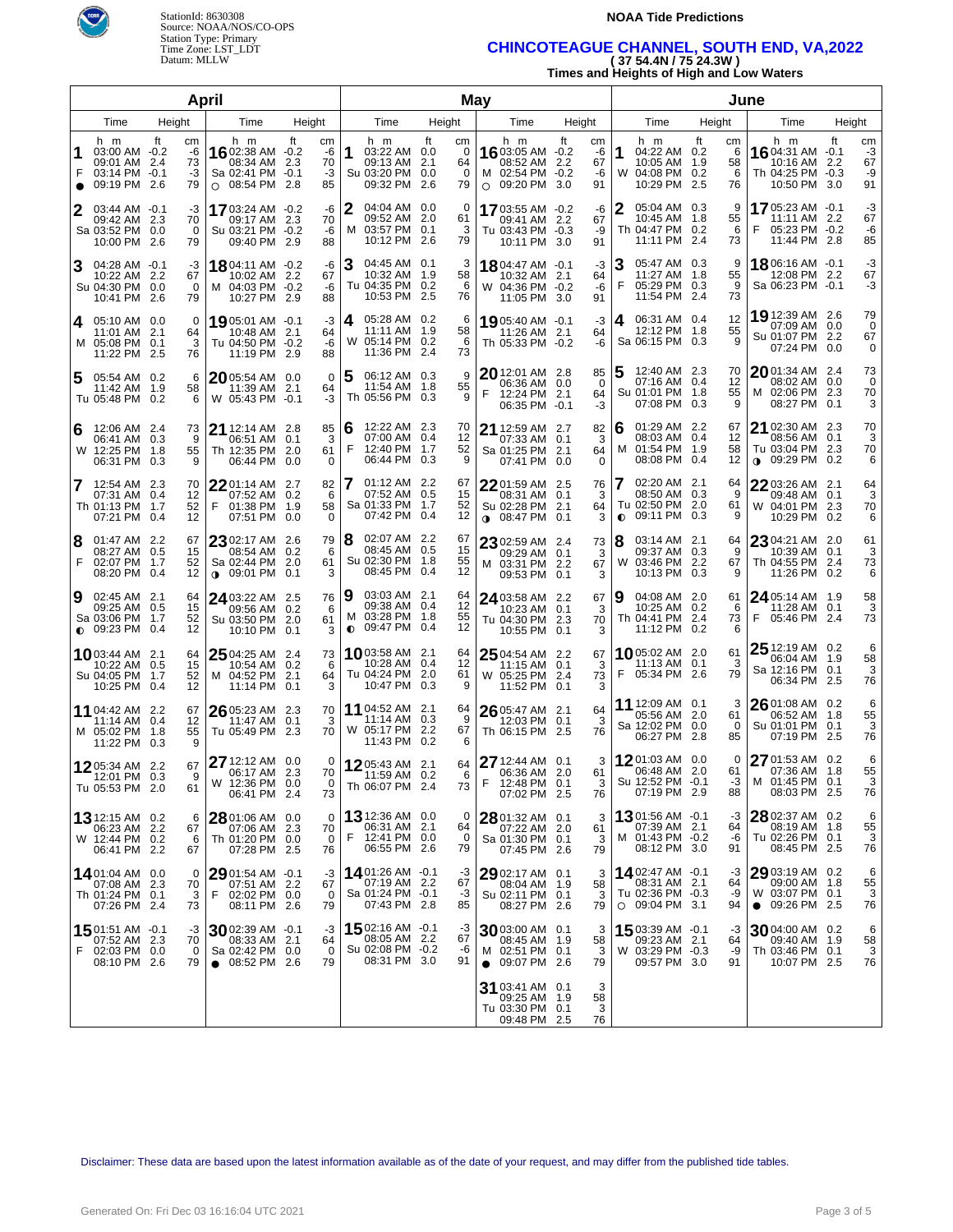StationId: 8630308
Source: NOAA/NOS/CO-OPS
Station Type: Primary
Time Zone: LST_LDT
Datum: MLLW

**NOAA Tide Predictions**

# CHINCOTEAGUE CHANNEL, SOUTH END, VA,2022

**( 37 54.4N / 75 24.3W )**

**Times and Heights of High and Low Waters**

## April

| Day | Time | Height (ft) | Height (cm) |
|---|---|---|---|
| 1 F ● | 03:00 AM | -0.2 | -6 |
| | 09:01 AM | 2.4 | 73 |
| | 03:14 PM | -0.1 | -3 |
| | 09:19 PM | 2.6 | 79 |
| 2 Sa | 03:44 AM | -0.1 | -3 |
| | 09:42 AM | 2.3 | 70 |
| | 03:52 PM | 0.0 | 0 |
| | 10:00 PM | 2.6 | 79 |
| 3 Su | 04:28 AM | -0.1 | -3 |
| | 10:22 AM | 2.2 | 67 |
| | 04:30 PM | 0.0 | 0 |
| | 10:41 PM | 2.6 | 79 |
| 4 M | 05:10 AM | 0.0 | 0 |
| | 11:01 AM | 2.1 | 64 |
| | 05:08 PM | 0.1 | 3 |
| | 11:22 PM | 2.5 | 76 |
| 5 Tu | 05:54 AM | 0.2 | 6 |
| | 11:42 AM | 1.9 | 58 |
| | 05:48 PM | 0.2 | 6 |
| 6 W | 12:06 AM | 2.4 | 73 |
| | 06:41 AM | 0.3 | 9 |
| | 12:25 PM | 1.8 | 55 |
| | 06:31 PM | 0.3 | 9 |
| 7 Th | 12:54 AM | 2.3 | 70 |
| | 07:31 AM | 0.4 | 12 |
| | 01:13 PM | 1.7 | 52 |
| | 07:21 PM | 0.4 | 12 |
| 8 F | 01:47 AM | 2.2 | 67 |
| | 08:27 AM | 0.5 | 15 |
| | 02:07 PM | 1.7 | 52 |
| | 08:20 PM | 0.4 | 12 |
| 9 Sa ◐ | 02:45 AM | 2.1 | 64 |
| | 09:25 AM | 0.5 | 15 |
| | 03:06 PM | 1.7 | 52 |
| | 09:23 PM | 0.4 | 12 |
| 10 Su | 03:44 AM | 2.1 | 64 |
| | 10:22 AM | 0.5 | 15 |
| | 04:05 PM | 1.7 | 52 |
| | 10:25 PM | 0.4 | 12 |
| 11 M | 04:42 AM | 2.2 | 67 |
| | 11:14 AM | 0.4 | 12 |
| | 05:02 PM | 1.8 | 55 |
| | 11:22 PM | 0.3 | 9 |
| 12 Tu | 05:34 AM | 2.2 | 67 |
| | 12:01 PM | 0.3 | 9 |
| | 05:53 PM | 2.0 | 61 |
| 13 W | 12:15 AM | 0.2 | 6 |
| | 06:23 AM | 2.2 | 67 |
| | 12:44 PM | 0.2 | 6 |
| | 06:41 PM | 2.2 | 67 |
| 14 Th | 01:04 AM | 0.0 | 0 |
| | 07:08 AM | 2.3 | 70 |
| | 01:24 PM | 0.1 | 3 |
| | 07:26 PM | 2.4 | 73 |
| 15 F | 01:51 AM | -0.1 | -3 |
| | 07:52 AM | 2.3 | 70 |
| | 02:03 PM | 0.0 | 0 |
| | 08:10 PM | 2.6 | 79 |
| 16 Sa ○ | 02:38 AM | -0.2 | -6 |
| | 08:34 AM | 2.3 | 70 |
| | 02:41 PM | -0.1 | -3 |
| | 08:54 PM | 2.8 | 85 |
| 17 Su | 03:24 AM | -0.2 | -6 |
| | 09:17 AM | 2.3 | 70 |
| | 03:21 PM | -0.2 | -6 |
| | 09:40 PM | 2.9 | 88 |
| 18 M | 04:11 AM | -0.2 | -6 |
| | 10:02 AM | 2.2 | 67 |
| | 04:03 PM | -0.2 | -6 |
| | 10:27 PM | 2.9 | 88 |
| 19 Tu | 05:01 AM | -0.1 | -3 |
| | 10:48 AM | 2.1 | 64 |
| | 04:50 PM | -0.2 | -6 |
| | 11:19 PM | 2.9 | 88 |
| 20 W | 05:54 AM | 0.0 | 0 |
| | 11:39 AM | 2.1 | 64 |
| | 05:43 PM | -0.1 | -3 |
| 21 Th | 12:14 AM | 2.8 | 85 |
| | 06:51 AM | 0.1 | 3 |
| | 12:35 PM | 2.0 | 61 |
| | 06:44 PM | 0.0 | 0 |
| 22 F | 01:14 AM | 2.7 | 82 |
| | 07:52 AM | 0.2 | 6 |
| | 01:38 PM | 1.9 | 58 |
| | 07:51 PM | 0.0 | 0 |
| 23 Sa ◑ | 02:17 AM | 2.6 | 79 |
| | 08:54 AM | 0.2 | 6 |
| | 02:44 PM | 2.0 | 61 |
| | 09:01 PM | 0.1 | 3 |
| 24 Su | 03:22 AM | 2.5 | 76 |
| | 09:56 AM | 0.2 | 6 |
| | 03:50 PM | 2.0 | 61 |
| | 10:10 PM | 0.1 | 3 |
| 25 M | 04:25 AM | 2.4 | 73 |
| | 10:54 AM | 0.2 | 6 |
| | 04:52 PM | 2.1 | 64 |
| | 11:14 PM | 0.1 | 3 |
| 26 Tu | 05:23 AM | 2.3 | 70 |
| | 11:47 AM | 0.1 | 3 |
| | 05:49 PM | 2.3 | 70 |
| 27 W | 12:12 AM | 0.0 | 0 |
| | 06:17 AM | 2.3 | 70 |
| | 12:36 PM | 0.0 | 0 |
| | 06:41 PM | 2.4 | 73 |
| 28 Th | 01:06 AM | 0.0 | 0 |
| | 07:06 AM | 2.3 | 70 |
| | 01:20 PM | 0.0 | 0 |
| | 07:28 PM | 2.5 | 76 |
| 29 F | 01:54 AM | -0.1 | -3 |
| | 07:51 AM | 2.2 | 67 |
| | 02:02 PM | 0.0 | 0 |
| | 08:11 PM | 2.6 | 79 |
| 30 Sa ● | 02:39 AM | -0.1 | -3 |
| | 08:33 AM | 2.1 | 64 |
| | 02:42 PM | 0.0 | 0 |
| | 08:52 PM | 2.6 | 79 |

## May

| Day | Time | Height (ft) | Height (cm) |
|---|---|---|---|
| 1 Su | 03:22 AM | 0.0 | 0 |
| | 09:13 AM | 2.1 | 64 |
| | 03:20 PM | 0.0 | 0 |
| | 09:32 PM | 2.6 | 79 |
| 2 M | 04:04 AM | 0.0 | 0 |
| | 09:52 AM | 2.0 | 61 |
| | 03:57 PM | 0.1 | 3 |
| | 10:12 PM | 2.6 | 79 |
| 3 Tu | 04:45 AM | 0.1 | 3 |
| | 10:32 AM | 1.9 | 58 |
| | 04:35 PM | 0.2 | 6 |
| | 10:53 PM | 2.5 | 76 |
| 4 W | 05:28 AM | 0.2 | 6 |
| | 11:11 AM | 1.9 | 58 |
| | 05:14 PM | 0.2 | 6 |
| | 11:36 PM | 2.4 | 73 |
| 5 Th | 06:12 AM | 0.3 | 9 |
| | 11:54 AM | 1.8 | 55 |
| | 05:56 PM | 0.3 | 9 |
| 6 F | 12:22 AM | 2.3 | 70 |
| | 07:00 AM | 0.4 | 12 |
| | 12:40 PM | 1.7 | 52 |
| | 06:44 PM | 0.3 | 9 |
| 7 Sa | 01:12 AM | 2.2 | 67 |
| | 07:52 AM | 0.5 | 15 |
| | 01:33 PM | 1.7 | 52 |
| | 07:42 PM | 0.4 | 12 |
| 8 Su | 02:07 AM | 2.2 | 67 |
| | 08:45 AM | 0.5 | 15 |
| | 02:30 PM | 1.8 | 55 |
| | 08:45 PM | 0.4 | 12 |
| 9 M ◐ | 03:03 AM | 2.1 | 64 |
| | 09:38 AM | 0.4 | 12 |
| | 03:28 PM | 1.8 | 55 |
| | 09:47 PM | 0.4 | 12 |
| 10 Tu | 03:58 AM | 2.1 | 64 |
| | 10:28 AM | 0.4 | 12 |
| | 04:24 PM | 2.0 | 61 |
| | 10:47 PM | 0.3 | 9 |
| 11 W | 04:52 AM | 2.1 | 64 |
| | 11:14 AM | 0.3 | 9 |
| | 05:17 PM | 2.2 | 67 |
| | 11:43 PM | 0.2 | 6 |
| 12 Th | 05:43 AM | 2.1 | 64 |
| | 11:59 AM | 0.2 | 6 |
| | 06:07 PM | 2.4 | 73 |
| 13 F | 12:36 AM | 0.0 | 0 |
| | 06:31 AM | 2.1 | 64 |
| | 12:41 PM | 0.0 | 0 |
| | 06:55 PM | 2.6 | 79 |
| 14 Sa | 01:26 AM | -0.1 | -3 |
| | 07:19 AM | 2.2 | 67 |
| | 01:24 PM | -0.1 | -3 |
| | 07:43 PM | 2.8 | 85 |
| 15 Su | 02:16 AM | -0.1 | -3 |
| | 08:05 AM | 2.2 | 67 |
| | 02:08 PM | -0.2 | -6 |
| | 08:31 PM | 3.0 | 91 |
| 16 M ○ | 03:05 AM | -0.2 | -6 |
| | 08:52 AM | 2.2 | 67 |
| | 02:54 PM | -0.2 | -6 |
| | 09:20 PM | 3.0 | 91 |
| 17 Tu | 03:55 AM | -0.2 | -6 |
| | 09:41 AM | 2.2 | 67 |
| | 03:43 PM | -0.3 | -9 |
| | 10:11 PM | 3.0 | 91 |
| 18 W | 04:47 AM | -0.1 | -3 |
| | 10:32 AM | 2.1 | 64 |
| | 04:36 PM | -0.2 | -6 |
| | 11:05 PM | 3.0 | 91 |
| 19 Th | 05:40 AM | -0.1 | -3 |
| | 11:26 AM | 2.1 | 64 |
| | 05:33 PM | -0.2 | -6 |
| 20 F | 12:01 AM | 2.8 | 85 |
| | 06:36 AM | 0.0 | 0 |
| | 12:24 PM | 2.1 | 64 |
| | 06:35 PM | -0.1 | -3 |
| 21 Sa | 12:59 AM | 2.7 | 82 |
| | 07:33 AM | 0.1 | 3 |
| | 01:25 PM | 2.1 | 64 |
| | 07:41 PM | 0.0 | 0 |
| 22 Su ◑ | 01:59 AM | 2.5 | 76 |
| | 08:31 AM | 0.1 | 3 |
| | 02:28 PM | 2.1 | 64 |
| | 08:47 PM | 0.1 | 3 |
| 23 M | 02:59 AM | 2.4 | 73 |
| | 09:29 AM | 0.1 | 3 |
| | 03:31 PM | 2.2 | 67 |
| | 09:53 PM | 0.1 | 3 |
| 24 Tu | 03:58 AM | 2.2 | 67 |
| | 10:23 AM | 0.1 | 3 |
| | 04:30 PM | 2.3 | 70 |
| | 10:55 PM | 0.1 | 3 |
| 25 W | 04:54 AM | 2.2 | 67 |
| | 11:15 AM | 0.1 | 3 |
| | 05:25 PM | 2.4 | 73 |
| | 11:52 PM | 0.1 | 3 |
| 26 Th | 05:47 AM | 2.1 | 64 |
| | 12:03 PM | 0.1 | 3 |
| | 06:15 PM | 2.5 | 76 |
| 27 F | 12:44 AM | 0.1 | 3 |
| | 06:36 AM | 2.0 | 61 |
| | 12:48 PM | 0.1 | 3 |
| | 07:02 PM | 2.5 | 76 |
| 28 Sa | 01:32 AM | 0.1 | 3 |
| | 07:22 AM | 2.0 | 61 |
| | 01:30 PM | 0.1 | 3 |
| | 07:45 PM | 2.6 | 79 |
| 29 Su | 02:17 AM | 0.1 | 3 |
| | 08:04 AM | 1.9 | 58 |
| | 02:11 PM | 0.1 | 3 |
| | 08:27 PM | 2.6 | 79 |
| 30 M ● | 03:00 AM | 0.1 | 3 |
| | 08:45 AM | 1.9 | 58 |
| | 02:51 PM | 0.1 | 3 |
| | 09:07 PM | 2.6 | 79 |
| 31 Tu | 03:41 AM | 0.1 | 3 |
| | 09:25 AM | 1.9 | 58 |
| | 03:30 PM | 0.1 | 3 |
| | 09:48 PM | 2.5 | 76 |

## June

| Day | Time | Height (ft) | Height (cm) |
|---|---|---|---|
| 1 W | 04:22 AM | 0.2 | 6 |
| | 10:05 AM | 1.9 | 58 |
| | 04:08 PM | 0.2 | 6 |
| | 10:29 PM | 2.5 | 76 |
| 2 Th | 05:04 AM | 0.3 | 9 |
| | 10:45 AM | 1.8 | 55 |
| | 04:47 PM | 0.2 | 6 |
| | 11:11 PM | 2.4 | 73 |
| 3 F | 05:47 AM | 0.3 | 9 |
| | 11:27 AM | 1.8 | 55 |
| | 05:29 PM | 0.3 | 9 |
| | 11:54 PM | 2.4 | 73 |
| 4 Sa | 06:31 AM | 0.4 | 12 |
| | 12:12 PM | 1.8 | 55 |
| | 06:15 PM | 0.3 | 9 |
| 5 Su | 12:40 AM | 2.3 | 70 |
| | 07:16 AM | 0.4 | 12 |
| | 01:01 PM | 1.8 | 55 |
| | 07:08 PM | 0.3 | 9 |
| 6 M | 01:29 AM | 2.2 | 67 |
| | 08:03 AM | 0.4 | 12 |
| | 01:54 PM | 1.9 | 58 |
| | 08:08 PM | 0.4 | 12 |
| 7 Tu ◐ | 02:20 AM | 2.1 | 64 |
| | 08:50 AM | 0.3 | 9 |
| | 02:50 PM | 2.0 | 61 |
| | 09:11 PM | 0.3 | 9 |
| 8 W | 03:14 AM | 2.1 | 64 |
| | 09:37 AM | 0.3 | 9 |
| | 03:46 PM | 2.2 | 67 |
| | 10:13 PM | 0.3 | 9 |
| 9 Th | 04:08 AM | 2.0 | 61 |
| | 10:25 AM | 0.2 | 6 |
| | 04:41 PM | 2.4 | 73 |
| | 11:12 PM | 0.2 | 6 |
| 10 F | 05:02 AM | 2.0 | 61 |
| | 11:13 AM | 0.1 | 3 |
| | 05:34 PM | 2.6 | 79 |
| 11 Sa | 12:09 AM | 0.1 | 3 |
| | 05:56 AM | 2.0 | 61 |
| | 12:02 PM | 0.0 | 0 |
| | 06:27 PM | 2.8 | 85 |
| 12 Su | 01:03 AM | 0.0 | 0 |
| | 06:48 AM | 2.0 | 61 |
| | 12:52 PM | -0.1 | -3 |
| | 07:19 PM | 2.9 | 88 |
| 13 M | 01:56 AM | -0.1 | -3 |
| | 07:39 AM | 2.1 | 64 |
| | 01:43 PM | -0.2 | -6 |
| | 08:12 PM | 3.0 | 91 |
| 14 Tu ○ | 02:47 AM | -0.1 | -3 |
| | 08:31 AM | 2.1 | 64 |
| | 02:36 PM | -0.3 | -9 |
| | 09:04 PM | 3.1 | 94 |
| 15 W | 03:39 AM | -0.1 | -3 |
| | 09:23 AM | 2.1 | 64 |
| | 03:29 PM | -0.3 | -9 |
| | 09:57 PM | 3.0 | 91 |
| 16 Th | 04:31 AM | -0.1 | -3 |
| | 10:16 AM | 2.2 | 67 |
| | 04:25 PM | -0.3 | -9 |
| | 10:50 PM | 3.0 | 91 |
| 17 F | 05:23 AM | -0.1 | -3 |
| | 11:11 AM | 2.2 | 67 |
| | 05:23 PM | -0.2 | -6 |
| | 11:44 PM | 2.8 | 85 |
| 18 Sa | 06:16 AM | -0.1 | -3 |
| | 12:08 PM | 2.2 | 67 |
| | 06:23 PM | -0.1 | -3 |
| 19 Su | 12:39 AM | 2.6 | 79 |
| | 07:09 AM | 0.0 | 0 |
| | 01:07 PM | 2.2 | 67 |
| | 07:24 PM | 0.0 | 0 |
| 20 M | 01:34 AM | 2.4 | 73 |
| | 08:02 AM | 0.0 | 0 |
| | 02:06 PM | 2.3 | 70 |
| | 08:27 PM | 0.1 | 3 |
| 21 Tu ◑ | 02:30 AM | 2.3 | 70 |
| | 08:56 AM | 0.1 | 3 |
| | 03:04 PM | 2.3 | 70 |
| | 09:29 PM | 0.2 | 6 |
| 22 W | 03:26 AM | 2.1 | 64 |
| | 09:48 AM | 0.1 | 3 |
| | 04:01 PM | 2.3 | 70 |
| | 10:29 PM | 0.2 | 6 |
| 23 Th | 04:21 AM | 2.0 | 61 |
| | 10:39 AM | 0.1 | 3 |
| | 04:55 PM | 2.4 | 73 |
| | 11:26 PM | 0.2 | 6 |
| 24 F | 05:14 AM | 1.9 | 58 |
| | 11:28 AM | 0.1 | 3 |
| | 05:46 PM | 2.4 | 73 |
| 25 Sa | 12:19 AM | 0.2 | 6 |
| | 06:04 AM | 1.9 | 58 |
| | 12:16 PM | 0.1 | 3 |
| | 06:34 PM | 2.5 | 76 |
| 26 Su | 01:08 AM | 0.2 | 6 |
| | 06:52 AM | 1.8 | 55 |
| | 01:01 PM | 0.1 | 3 |
| | 07:19 PM | 2.5 | 76 |
| 27 M | 01:53 AM | 0.2 | 6 |
| | 07:36 AM | 1.8 | 55 |
| | 01:45 PM | 0.1 | 3 |
| | 08:03 PM | 2.5 | 76 |
| 28 Tu | 02:37 AM | 0.2 | 6 |
| | 08:19 AM | 1.8 | 55 |
| | 02:26 PM | 0.1 | 3 |
| | 08:45 PM | 2.5 | 76 |
| 29 W ● | 03:19 AM | 0.2 | 6 |
| | 09:00 AM | 1.8 | 55 |
| | 03:07 PM | 0.1 | 3 |
| | 09:26 PM | 2.5 | 76 |
| 30 Th | 04:00 AM | 0.2 | 6 |
| | 09:40 AM | 1.9 | 58 |
| | 03:46 PM | 0.1 | 3 |
| | 10:07 PM | 2.5 | 76 |

Disclaimer: These data are based upon the latest information available as of the date of your request, and may differ from the published tide tables.

Generated On: Fri Dec 03 16:16:04 UTC 2021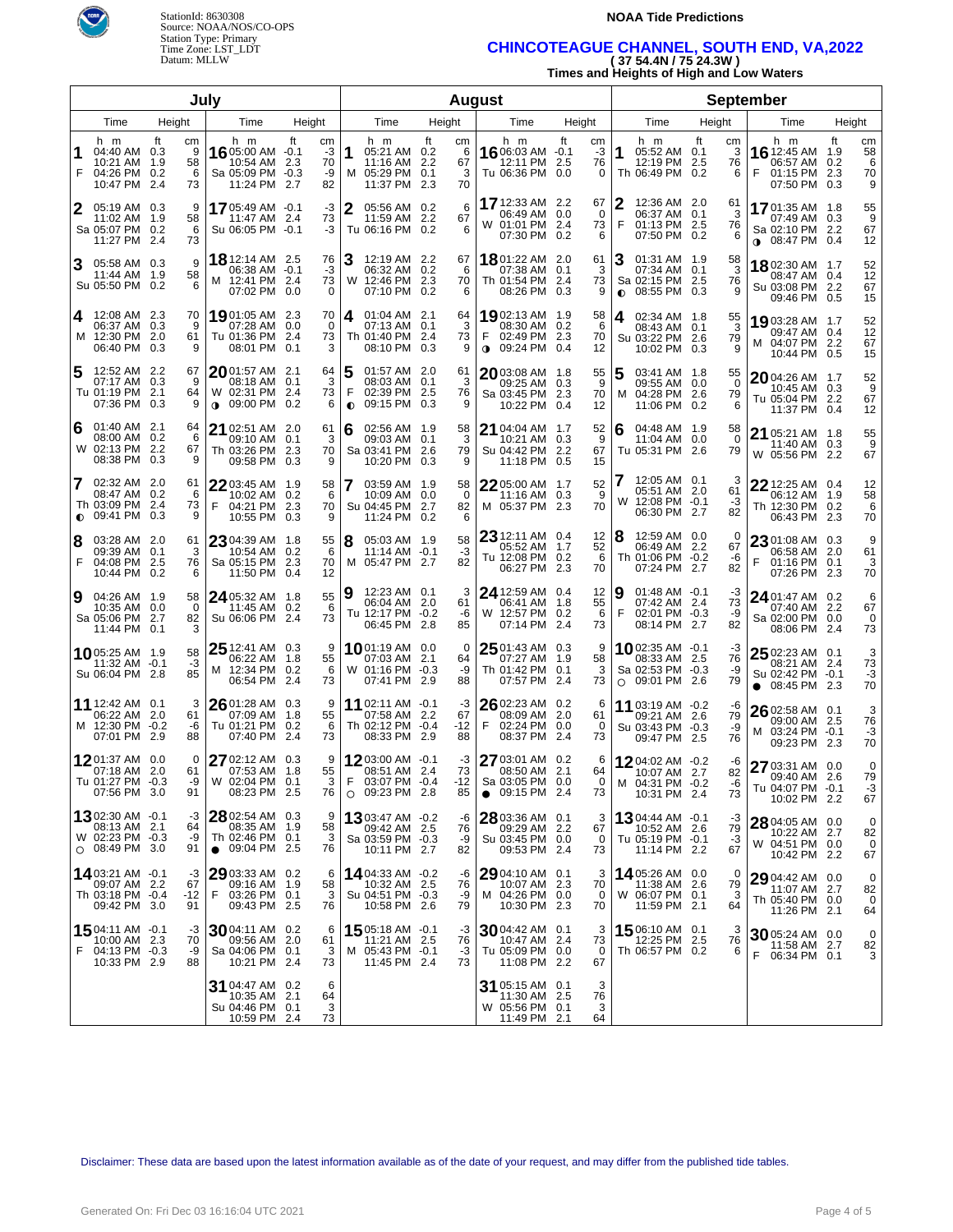StationId: 8630308
Source: NOAA/NOS/CO-OPS
Station Type: Primary
Time Zone: LST_LDT
Datum: MLLW

**NOAA Tide Predictions**

## CHINCOTEAGUE CHANNEL, SOUTH END, VA,2022
**( 37 54.4N / 75 24.3W )**
**Times and Heights of High and Low Waters**

### July

| Day | Time | ft | cm | Day | Time | ft | cm |
|---|---|---|---|---|---|---|---|
| 1 F | 04:40 AM | 0.3 | 9 | 16 Sa | 05:00 AM | -0.1 | -3 |
| | 10:21 AM | 1.9 | 58 | | 10:54 AM | 2.3 | 70 |
| | 04:26 PM | 0.2 | 6 | | 05:09 PM | -0.3 | -9 |
| | 10:47 PM | 2.4 | 73 | | 11:24 PM | 2.7 | 82 |
| 2 Sa | 05:19 AM | 0.3 | 9 | 17 Su | 05:49 AM | -0.1 | -3 |
| | 11:02 AM | 1.9 | 58 | | 11:47 AM | 2.4 | 73 |
| | 05:07 PM | 0.2 | 6 | | 06:05 PM | -0.1 | -3 |
| | 11:27 PM | 2.4 | 73 | | | | |
| 3 Su | 05:58 AM | 0.3 | 9 | 18 M | 12:14 AM | 2.5 | 76 |
| | 11:44 AM | 1.9 | 58 | | 06:38 AM | -0.1 | -3 |
| | 05:50 PM | 0.2 | 6 | | 12:41 PM | 2.4 | 73 |
| | | | | | 07:02 PM | 0.0 | 0 |
| 4 M | 12:08 AM | 2.3 | 70 | 19 Tu | 01:05 AM | 2.3 | 70 |
| | 06:37 AM | 0.3 | 9 | | 07:28 AM | 0.0 | 0 |
| | 12:30 PM | 2.0 | 61 | | 01:36 PM | 2.4 | 73 |
| | 06:40 PM | 0.3 | 9 | | 08:10 PM | 0.1 | 3 |
| 5 Tu | 12:52 AM | 2.2 | 67 | 20 W | 01:57 AM | 2.1 | 64 |
| | 07:17 AM | 0.3 | 9 | | 08:18 AM | 0.1 | 3 |
| | 01:19 PM | 2.1 | 64 | | 02:31 PM | 2.4 | 73 |
| | 07:36 PM | 0.3 | 9 | | 09:00 PM | 0.2 | 6 |
| 6 W | 01:40 AM | 2.1 | 64 | 21 Th | 02:51 AM | 2.0 | 61 |
| | 08:00 AM | 0.2 | 6 | | 09:10 AM | 0.1 | 3 |
| | 02:13 PM | 2.2 | 67 | | 03:26 PM | 2.3 | 70 |
| | 08:38 PM | 0.3 | 9 | | 09:58 PM | 0.3 | 9 |
| 7 Th | 02:32 AM | 2.0 | 61 | 22 F | 03:45 AM | 1.9 | 58 |
| | 08:47 AM | 0.2 | 6 | | 10:02 AM | 0.2 | 6 |
| | 03:09 PM | 2.4 | 73 | | 04:21 PM | 2.3 | 70 |
| | 09:41 PM | 0.3 | 9 | | 10:55 PM | 0.3 | 9 |
| 8 F | 03:28 AM | 2.0 | 61 | 23 Sa | 04:39 AM | 1.8 | 55 |
| | 09:39 AM | 0.1 | 3 | | 10:54 AM | 0.2 | 6 |
| | 04:08 PM | 2.5 | 76 | | 05:15 PM | 2.3 | 70 |
| | 10:44 PM | 0.2 | 6 | | 11:50 PM | 0.4 | 12 |
| 9 Sa | 04:26 AM | 1.9 | 58 | 24 Su | 05:32 AM | 1.8 | 55 |
| | 10:35 AM | 0.0 | 0 | | 11:45 AM | 0.2 | 6 |
| | 05:06 PM | 2.7 | 82 | | 06:06 PM | 2.4 | 73 |
| | 11:44 PM | 0.1 | 3 | | | | |
| 10 Su | 05:25 AM | 1.9 | 58 | 25 M | 12:41 AM | 0.3 | 9 |
| | 11:32 AM | -0.1 | -3 | | 06:22 AM | 1.8 | 55 |
| | 06:04 PM | 2.8 | 85 | | 12:34 PM | 0.2 | 6 |
| | | | | | 06:54 PM | 2.4 | 73 |
| 11 M | 12:42 AM | 0.1 | 3 | 26 Tu | 01:28 AM | 0.3 | 9 |
| | 06:22 AM | 2.0 | 61 | | 07:09 AM | 1.8 | 55 |
| | 12:30 PM | -0.2 | -6 | | 01:21 PM | 0.2 | 6 |
| | 07:01 PM | 2.9 | 88 | | 07:40 PM | 2.4 | 73 |
| 12 Tu | 01:37 AM | 0.0 | 0 | 27 W | 02:12 AM | 0.3 | 9 |
| | 07:18 AM | 2.0 | 61 | | 07:53 AM | 1.8 | 55 |
| | 01:27 PM | -0.3 | -9 | | 02:04 PM | 0.1 | 3 |
| | 07:56 PM | 3.0 | 91 | | 08:23 PM | 2.5 | 76 |
| 13 W | 02:30 AM | -0.1 | -3 | 28 Th | 02:54 AM | 0.3 | 9 |
| | 08:13 AM | 2.1 | 64 | | 08:35 AM | 1.9 | 58 |
| | 02:23 PM | -0.3 | -9 | | 02:46 PM | 0.1 | 3 |
| | 08:49 PM | 3.0 | 91 | | 09:04 PM | 2.5 | 76 |
| 14 Th | 03:21 AM | -0.1 | -3 | 29 F | 03:33 AM | 0.2 | 6 |
| | 09:07 AM | 2.2 | 67 | | 09:16 AM | 1.9 | 58 |
| | 03:18 PM | -0.4 | -12 | | 03:26 PM | 0.1 | 3 |
| | 09:42 PM | 3.0 | 91 | | 09:43 PM | 2.5 | 76 |
| 15 F | 04:11 AM | -0.1 | -3 | 30 Sa | 04:11 AM | 0.2 | 6 |
| | 10:00 AM | 2.3 | 70 | | 09:56 AM | 2.0 | 61 |
| | 04:13 PM | -0.3 | -9 | | 04:06 PM | 0.1 | 3 |
| | 10:33 PM | 2.9 | 88 | | 10:21 PM | 2.4 | 73 |
| | | | | 31 Su | 04:47 AM | 0.2 | 6 |
| | | | | | 10:35 AM | 2.1 | 64 |
| | | | | | 04:46 PM | 0.1 | 3 |
| | | | | | 10:59 PM | 2.4 | 73 |

### August

| Day | Time | ft | cm | Day | Time | ft | cm |
|---|---|---|---|---|---|---|---|
| 1 M | 05:21 AM | 0.2 | 6 | 16 Tu | 06:03 AM | -0.1 | -3 |
| | 11:16 AM | 2.2 | 67 | | 12:11 PM | 2.5 | 76 |
| | 05:29 PM | 0.1 | 3 | | 06:36 PM | 0.0 | 0 |
| | 11:37 PM | 2.3 | 70 | | | | |
| 2 Tu | 05:56 AM | 0.2 | 6 | 17 W | 12:33 AM | 2.2 | 67 |
| | 11:59 AM | 2.2 | 67 | | 06:49 AM | 0.0 | 0 |
| | 06:16 PM | 0.2 | 6 | | 01:01 PM | 2.4 | 73 |
| | | | | | 07:30 PM | 0.2 | 6 |
| 3 W | 12:19 AM | 2.2 | 67 | 18 Th | 01:22 AM | 2.0 | 61 |
| | 06:32 AM | 0.2 | 6 | | 07:38 AM | 0.1 | 3 |
| | 12:46 PM | 2.3 | 70 | | 01:54 PM | 2.4 | 73 |
| | 07:10 PM | 0.2 | 6 | | 08:26 PM | 0.3 | 9 |
| 4 Th | 01:04 AM | 2.1 | 64 | 19 F | 02:13 AM | 1.9 | 58 |
| | 07:13 AM | 0.1 | 3 | | 08:30 AM | 0.2 | 6 |
| | 01:40 PM | 2.4 | 73 | | 02:49 PM | 2.3 | 70 |
| | 08:10 PM | 0.3 | 9 | | 09:24 PM | 0.4 | 12 |
| 5 F | 01:57 AM | 2.0 | 61 | 20 Sa | 03:08 AM | 1.8 | 55 |
| | 08:03 AM | 0.1 | 3 | | 09:25 AM | 0.3 | 9 |
| | 02:39 PM | 2.5 | 76 | | 03:45 PM | 2.3 | 70 |
| | 09:15 PM | 0.3 | 9 | | 10:22 PM | 0.4 | 12 |
| 6 Sa | 02:56 AM | 1.9 | 58 | 21 Su | 04:04 AM | 1.7 | 52 |
| | 09:03 AM | 0.1 | 3 | | 10:21 AM | 0.3 | 9 |
| | 03:41 PM | 2.6 | 79 | | 04:42 PM | 2.2 | 67 |
| | 10:20 PM | 0.3 | 9 | | 11:18 PM | 0.5 | 15 |
| 7 Su | 03:59 AM | 1.9 | 58 | 22 M | 05:00 AM | 1.7 | 52 |
| | 10:09 AM | 0.0 | 0 | | 11:16 AM | 0.3 | 9 |
| | 04:45 PM | 2.7 | 82 | | 05:37 PM | 2.3 | 70 |
| | 11:24 PM | 0.2 | 6 | | | | |
| 8 M | 05:03 AM | 1.9 | 58 | 23 Tu | 12:11 AM | 0.4 | 12 |
| | 11:14 AM | -0.1 | -3 | | 05:52 AM | 1.7 | 52 |
| | 05:47 PM | 2.7 | 82 | | 12:08 PM | 0.2 | 6 |
| | | | | | 06:27 PM | 2.3 | 70 |
| 9 Tu | 12:23 AM | 0.1 | 3 | 24 W | 12:59 AM | 0.4 | 12 |
| | 06:04 AM | 2.0 | 61 | | 06:41 AM | 1.8 | 55 |
| | 12:17 PM | -0.2 | -6 | | 12:57 PM | 0.2 | 6 |
| | 06:45 PM | 2.8 | 85 | | 07:14 PM | 2.4 | 73 |
| 10 W | 01:19 AM | 0.0 | 0 | 25 Th | 01:43 AM | 0.3 | 9 |
| | 07:03 AM | 2.1 | 64 | | 07:27 AM | 1.9 | 58 |
| | 01:16 PM | -0.3 | -9 | | 01:42 PM | 0.1 | 3 |
| | 07:41 PM | 2.9 | 88 | | 07:57 PM | 2.4 | 73 |
| 11 Th | 02:11 AM | -0.1 | -3 | 26 F | 02:23 AM | 0.2 | 6 |
| | 07:58 AM | 2.2 | 67 | | 08:09 AM | 2.0 | 61 |
| | 02:12 PM | -0.4 | -12 | | 02:24 PM | 0.0 | 0 |
| | 08:33 PM | 2.9 | 88 | | 08:37 PM | 2.4 | 73 |
| 12 F | 03:00 AM | -0.1 | -3 | 27 Sa | 03:01 AM | 0.2 | 6 |
| | 08:51 AM | 2.4 | 73 | | 08:50 AM | 2.1 | 64 |
| | 03:07 PM | -0.4 | -12 | | 03:05 PM | 0.0 | 0 |
| | 09:23 PM | 2.8 | 85 | | 09:15 PM | 2.4 | 73 |
| 13 Sa | 03:47 AM | -0.2 | -6 | 28 Su | 03:36 AM | 0.1 | 3 |
| | 09:42 AM | 2.5 | 76 | | 09:29 AM | 2.2 | 67 |
| | 03:59 PM | -0.3 | -9 | | 03:45 PM | 0.0 | 0 |
| | 10:11 PM | 2.7 | 82 | | 09:53 PM | 2.4 | 73 |
| 14 Su | 04:33 AM | -0.2 | -6 | 29 M | 04:10 AM | 0.1 | 3 |
| | 10:32 AM | 2.5 | 76 | | 10:07 AM | 2.3 | 70 |
| | 04:51 PM | -0.3 | -9 | | 04:26 PM | 0.0 | 0 |
| | 10:58 PM | 2.6 | 79 | | 10:30 PM | 2.3 | 70 |
| 15 M | 05:18 AM | -0.1 | -3 | 30 Tu | 04:42 AM | 0.1 | 3 |
| | 11:21 AM | 2.5 | 76 | | 10:47 AM | 2.4 | 73 |
| | 05:43 PM | -0.1 | -3 | | 05:09 PM | 0.0 | 0 |
| | 11:45 PM | 2.4 | 73 | | 11:08 PM | 2.2 | 67 |
| | | | | 31 W | 05:15 AM | 0.1 | 3 |
| | | | | | 11:30 AM | 2.5 | 76 |
| | | | | | 05:56 PM | 0.1 | 3 |
| | | | | | 11:49 PM | 2.1 | 64 |

### September

| Day | Time | ft | cm | Day | Time | ft | cm |
|---|---|---|---|---|---|---|---|
| 1 Th | 05:52 AM | 0.1 | 3 | 16 F | 12:45 AM | 1.9 | 58 |
| | 12:19 PM | 2.5 | 76 | | 06:57 AM | 0.2 | 6 |
| | 06:49 PM | 0.2 | 6 | | 01:15 PM | 2.3 | 70 |
| | | | | | 07:50 PM | 0.3 | 9 |
| 2 F | 12:36 AM | 2.0 | 61 | 17 Sa | 01:35 AM | 1.8 | 55 |
| | 06:37 AM | 0.1 | 3 | | 07:49 AM | 0.3 | 9 |
| | 01:13 PM | 2.5 | 76 | | 02:10 PM | 2.2 | 67 |
| | 07:50 PM | 0.2 | 6 | | 08:47 PM | 0.4 | 12 |
| 3 Sa | 01:31 AM | 1.9 | 58 | 18 Su | 02:30 AM | 1.7 | 52 |
| | 07:34 AM | 0.1 | 3 | | 08:47 AM | 0.4 | 12 |
| | 02:15 PM | 2.5 | 76 | | 03:08 PM | 2.2 | 67 |
| | 08:55 PM | 0.3 | 9 | | 09:46 PM | 0.5 | 15 |
| 4 Su | 02:34 AM | 1.8 | 55 | 19 M | 03:28 AM | 1.7 | 52 |
| | 08:43 AM | 0.1 | 3 | | 09:47 AM | 0.4 | 12 |
| | 03:22 PM | 2.6 | 79 | | 04:07 PM | 2.2 | 67 |
| | 10:02 PM | 0.3 | 9 | | 10:44 PM | 0.5 | 15 |
| 5 M | 03:41 AM | 1.8 | 55 | 20 Tu | 04:26 AM | 1.7 | 52 |
| | 09:55 AM | 0.0 | 0 | | 10:45 AM | 0.3 | 9 |
| | 04:28 PM | 2.6 | 79 | | 05:04 PM | 2.2 | 67 |
| | 11:06 PM | 0.2 | 6 | | 11:37 PM | 0.4 | 12 |
| 6 Tu | 04:48 AM | 1.9 | 58 | 21 W | 05:21 AM | 1.8 | 55 |
| | 11:04 AM | 0.0 | 0 | | 11:40 AM | 0.3 | 9 |
| | 05:31 PM | 2.6 | 79 | | 05:56 PM | 2.2 | 67 |
| 7 W | 12:05 AM | 0.1 | 3 | 22 Th | 12:25 AM | 0.4 | 12 |
| | 05:51 AM | 2.0 | 61 | | 06:12 AM | 1.9 | 58 |
| | 12:08 PM | -0.1 | -3 | | 12:30 PM | 0.2 | 6 |
| | 06:30 PM | 2.7 | 82 | | 06:43 PM | 2.3 | 70 |
| 8 Th | 12:59 AM | 0.0 | 0 | 23 F | 01:08 AM | 0.3 | 9 |
| | 06:49 AM | 2.2 | 67 | | 06:58 AM | 2.0 | 61 |
| | 01:06 PM | -0.2 | -6 | | 01:16 PM | 0.1 | 3 |
| | 07:24 PM | 2.7 | 82 | | 07:26 PM | 2.3 | 70 |
| 9 F | 01:48 AM | -0.1 | -3 | 24 Sa | 01:47 AM | 0.2 | 6 |
| | 07:42 AM | 2.4 | 73 | | 07:40 AM | 2.2 | 67 |
| | 02:01 PM | -0.3 | -9 | | 02:00 PM | 0.0 | 0 |
| | 08:14 PM | 2.7 | 82 | | 08:06 PM | 2.4 | 73 |
| 10 Sa | 02:35 AM | -0.1 | -3 | 25 Su | 02:23 AM | 0.1 | 3 |
| | 08:33 AM | 2.5 | 76 | | 08:21 AM | 2.4 | 73 |
| | 02:53 PM | -0.3 | -9 | | 02:42 PM | -0.1 | -3 |
| | 09:01 PM | 2.6 | 79 | | 08:45 PM | 2.3 | 70 |
| 11 Su | 03:19 AM | -0.2 | -6 | 26 M | 02:58 AM | 0.1 | 3 |
| | 09:21 AM | 2.6 | 79 | | 09:00 AM | 2.5 | 76 |
| | 03:43 PM | -0.3 | -9 | | 03:24 PM | -0.1 | -3 |
| | 09:47 PM | 2.5 | 76 | | 09:23 PM | 2.3 | 70 |
| 12 M | 04:02 AM | -0.2 | -6 | 27 Tu | 03:31 AM | 0.0 | 0 |
| | 10:07 AM | 2.7 | 82 | | 09:40 AM | 2.6 | 79 |
| | 04:31 PM | -0.2 | -6 | | 04:07 PM | -0.1 | -3 |
| | 10:31 PM | 2.4 | 73 | | 10:02 PM | 2.2 | 67 |
| 13 Tu | 04:44 AM | -0.1 | -3 | 28 W | 04:05 AM | 0.0 | 0 |
| | 10:52 AM | 2.6 | 79 | | 10:22 AM | 2.7 | 82 |
| | 05:19 PM | -0.1 | -3 | | 04:51 PM | 0.0 | 0 |
| | 11:14 PM | 2.2 | 67 | | 10:42 PM | 2.2 | 67 |
| 14 W | 05:26 AM | 0.0 | 0 | 29 Th | 04:42 AM | 0.0 | 0 |
| | 11:38 AM | 2.6 | 79 | | 11:07 AM | 2.7 | 82 |
| | 06:07 PM | 0.1 | 3 | | 05:40 PM | 0.0 | 0 |
| | 11:59 PM | 2.1 | 64 | | 11:26 PM | 2.1 | 64 |
| 15 Th | 06:10 AM | 0.1 | 3 | 30 F | 05:24 AM | 0.0 | 0 |
| | 12:25 PM | 2.5 | 76 | | 11:58 AM | 2.7 | 82 |
| | 06:57 PM | 0.2 | 6 | | 06:34 PM | 0.1 | 3 |

Disclaimer: These data are based upon the latest information available as of the date of your request, and may differ from the published tide tables.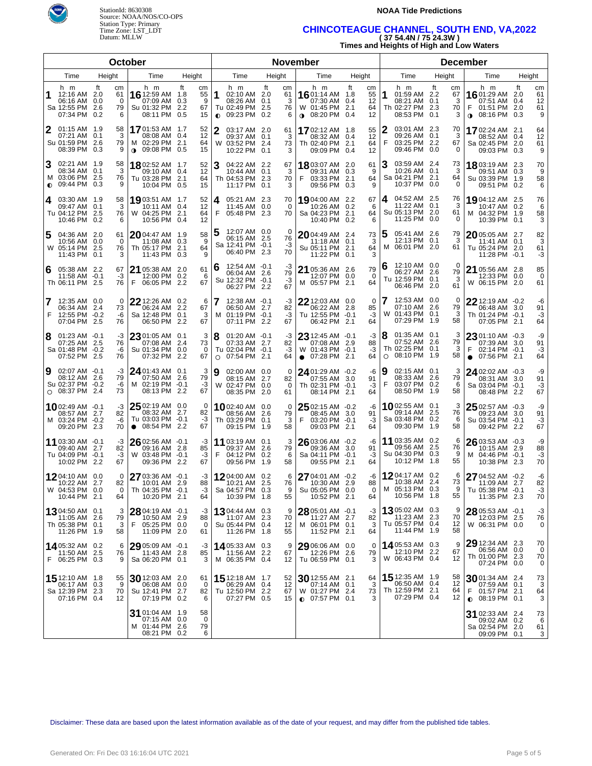StationId: 8630308
Source: NOAA/NOS/CO-OPS
Station Type: Primary
Time Zone: LST_LDT
Datum: MLLW

**NOAA Tide Predictions**

## CHINCOTEAGUE CHANNEL, SOUTH END, VA,2022
### ( 37 54.4N / 75 24.3W )
### Times and Heights of High and Low Waters

## October

| Day | Time | Height (ft) | Height (cm) |
|---|---|---|---|
| 1 Sa | 12:16 AM<br>06:16 AM<br>12:55 PM<br>07:34 PM | 2.0<br>0.0<br>2.6<br>0.2 | 61<br>0<br>79<br>6 |
| 2 Su | 01:15 AM<br>07:21 AM<br>01:59 PM<br>08:39 PM | 1.9<br>0.1<br>2.6<br>0.3 | 58<br>3<br>79<br>9 |
| 3 M | 02:21 AM<br>08:34 AM<br>03:06 PM<br>09:44 PM | 1.9<br>0.1<br>2.5<br>0.3 | 58<br>3<br>76<br>9 |
| 4 Tu | 03:30 AM<br>09:47 AM<br>04:12 PM<br>10:46 PM | 1.9<br>0.1<br>2.5<br>0.2 | 58<br>3<br>76<br>6 |
| 5 W | 04:36 AM<br>10:56 AM<br>05:14 PM<br>11:43 PM | 2.0<br>0.0<br>2.5<br>0.1 | 61<br>0<br>76<br>3 |
| 6 Th | 05:38 AM<br>11:58 AM<br>06:11 PM | 2.2<br>-0.1<br>2.5 | 67<br>-3<br>76 |
| 7 F | 12:35 AM<br>06:34 AM<br>12:55 PM<br>07:04 PM | 0.0<br>2.4<br>-0.2<br>2.5 | 0<br>73<br>-6<br>76 |
| 8 Sa | 01:23 AM<br>07:25 AM<br>01:48 PM<br>07:52 PM | -0.1<br>2.5<br>-0.2<br>2.5 | -3<br>76<br>-6<br>76 |
| 9 Su | 02:07 AM<br>08:12 AM<br>02:37 PM<br>08:37 PM | -0.1<br>2.6<br>-0.2<br>2.4 | -3<br>79<br>-6<br>73 |
| 10 M | 02:49 AM<br>08:57 AM<br>03:24 PM<br>09:20 PM | -0.1<br>2.7<br>-0.2<br>2.3 | -3<br>82<br>-6<br>70 |
| 11 Tu | 03:30 AM<br>09:40 AM<br>04:09 PM<br>10:02 PM | -0.1<br>2.7<br>-0.1<br>2.2 | -3<br>82<br>-3<br>67 |
| 12 W | 04:10 AM<br>10:22 AM<br>04:53 PM<br>10:44 PM | 0.0<br>2.7<br>0.0<br>2.1 | 0<br>82<br>0<br>64 |
| 13 Th | 04:50 AM<br>11:05 AM<br>05:38 PM<br>11:26 PM | 0.1<br>2.6<br>0.1<br>1.9 | 3<br>79<br>3<br>58 |
| 14 F | 05:32 AM<br>11:50 AM<br>06:25 PM | 0.2<br>2.5<br>0.3 | 6<br>76<br>9 |
| 15 Sa | 12:10 AM<br>06:17 AM<br>12:39 PM<br>07:16 PM | 1.8<br>0.3<br>2.3<br>0.4 | 55<br>9<br>70<br>12 |
| 16 Su | 12:59 AM<br>07:09 AM<br>01:32 PM<br>08:11 PM | 1.8<br>0.3<br>2.2<br>0.5 | 55<br>9<br>67<br>15 |
| 17 M | 01:53 AM<br>08:08 AM<br>02:29 PM<br>09:08 PM | 1.7<br>0.4<br>2.1<br>0.5 | 52<br>12<br>64<br>15 |
| 18 Tu | 02:52 AM<br>09:10 AM<br>03:28 PM<br>10:04 PM | 1.7<br>0.4<br>2.1<br>0.5 | 52<br>12<br>64<br>15 |
| 19 W | 03:51 AM<br>10:11 AM<br>04:25 PM<br>10:56 PM | 1.7<br>0.4<br>2.1<br>0.4 | 52<br>12<br>64<br>12 |
| 20 Th | 04:47 AM<br>11:08 AM<br>05:17 PM<br>11:43 PM | 1.9<br>0.3<br>2.1<br>0.3 | 58<br>9<br>64<br>9 |
| 21 F | 05:38 AM<br>12:00 PM<br>06:05 PM | 2.0<br>0.2<br>2.2 | 61<br>6<br>67 |
| 22 Sa | 12:26 AM<br>06:24 AM<br>12:48 PM<br>06:50 PM | 0.2<br>2.2<br>0.1<br>2.2 | 6<br>67<br>3<br>67 |
| 23 Su | 01:05 AM<br>07:08 AM<br>01:34 PM<br>07:32 PM | 0.1<br>2.4<br>0.0<br>2.2 | 3<br>73<br>0<br>67 |
| 24 M | 01:43 AM<br>07:50 AM<br>02:19 PM<br>08:13 PM | 0.1<br>2.6<br>-0.1<br>2.2 | 3<br>79<br>-3<br>67 |
| 25 Tu | 02:19 AM<br>08:32 AM<br>03:03 PM<br>08:54 PM | 0.0<br>2.7<br>-0.1<br>2.2 | 0<br>82<br>-3<br>67 |
| 26 W | 02:56 AM<br>09:16 AM<br>03:48 PM<br>09:36 PM | -0.1<br>2.8<br>-0.1<br>2.2 | -3<br>85<br>-3<br>67 |
| 27 Th | 03:36 AM<br>10:01 AM<br>04:35 PM<br>10:20 PM | -0.1<br>2.9<br>-0.1<br>2.1 | -3<br>88<br>-3<br>64 |
| 28 F | 04:19 AM<br>10:50 AM<br>05:25 PM<br>11:09 PM | -0.1<br>2.9<br>0.0<br>2.0 | -3<br>88<br>0<br>61 |
| 29 Sa | 05:09 AM<br>11:43 AM<br>06:20 PM | -0.1<br>2.8<br>0.1 | -3<br>85<br>3 |
| 30 Su | 12:03 AM<br>06:08 AM<br>12:41 PM<br>07:19 PM | 2.0<br>0.0<br>2.7<br>0.2 | 61<br>0<br>82<br>6 |
| 31 M | 01:04 AM<br>07:15 AM<br>01:44 PM<br>08:21 PM | 1.9<br>0.0<br>2.6<br>0.2 | 58<br>0<br>79<br>6 |

## November

| Day | Time | Height (ft) | Height (cm) |
|---|---|---|---|
| 1 Tu | 02:10 AM<br>08:26 AM<br>02:49 PM<br>09:23 PM | 2.0<br>0.1<br>2.5<br>0.2 | 61<br>3<br>76<br>6 |
| 2 W | 03:17 AM<br>09:37 AM<br>03:52 PM<br>10:22 PM | 2.0<br>0.1<br>2.4<br>0.1 | 61<br>3<br>73<br>3 |
| 3 Th | 04:22 AM<br>10:44 AM<br>04:53 PM<br>11:17 PM | 2.2<br>0.1<br>2.3<br>0.1 | 67<br>3<br>70<br>3 |
| 4 F | 05:21 AM<br>11:45 AM<br>05:48 PM | 2.3<br>0.0<br>2.3 | 70<br>0<br>70 |
| 5 Sa | 12:07 AM<br>06:15 AM<br>12:41 PM<br>06:40 PM | 0.0<br>2.5<br>-0.1<br>2.3 | 0<br>76<br>-3<br>70 |
| 6 Su | 12:54 AM<br>06:04 AM<br>12:32 PM<br>06:27 PM | -0.1<br>2.6<br>-0.1<br>2.2 | -3<br>79<br>-3<br>67 |
| 7 M | 12:38 AM<br>06:50 AM<br>01:19 PM<br>07:11 PM | -0.1<br>2.7<br>-0.1<br>2.2 | -3<br>82<br>-3<br>67 |
| 8 Tu | 01:20 AM<br>07:33 AM<br>02:04 PM<br>07:54 PM | -0.1<br>2.7<br>-0.1<br>2.1 | -3<br>82<br>-3<br>64 |
| 9 W | 02:00 AM<br>08:15 AM<br>02:47 PM<br>08:35 PM | 0.0<br>2.7<br>0.0<br>2.0 | 0<br>82<br>0<br>61 |
| 10 Th | 02:40 AM<br>08:56 AM<br>03:29 PM<br>09:15 PM | 0.0<br>2.6<br>0.1<br>1.9 | 0<br>79<br>3<br>58 |
| 11 F | 03:19 AM<br>09:37 AM<br>04:12 PM<br>09:56 PM | 0.1<br>2.6<br>0.2<br>1.9 | 3<br>79<br>6<br>58 |
| 12 Sa | 04:00 AM<br>10:21 AM<br>04:57 PM<br>10:39 PM | 0.2<br>2.5<br>0.3<br>1.8 | 6<br>76<br>9<br>55 |
| 13 Su | 04:44 AM<br>11:07 AM<br>05:44 PM<br>11:26 PM | 0.3<br>2.3<br>0.4<br>1.8 | 9<br>70<br>12<br>55 |
| 14 M | 05:33 AM<br>11:56 AM<br>06:35 PM | 0.3<br>2.2<br>0.4 | 9<br>67<br>12 |
| 15 Tu | 12:18 AM<br>06:29 AM<br>12:50 PM<br>07:27 PM | 1.7<br>0.4<br>2.2<br>0.5 | 52<br>12<br>67<br>15 |
| 16 W | 01:14 AM<br>07:30 AM<br>01:45 PM<br>08:20 PM | 1.8<br>0.4<br>2.1<br>0.4 | 55<br>12<br>64<br>12 |
| 17 Th | 02:12 AM<br>08:32 AM<br>02:40 PM<br>09:09 PM | 1.8<br>0.4<br>2.1<br>0.4 | 55<br>12<br>64<br>12 |
| 18 F | 03:07 AM<br>09:31 AM<br>03:33 PM<br>09:56 PM | 2.0<br>0.3<br>2.1<br>0.3 | 61<br>9<br>64<br>9 |
| 19 Sa | 04:00 AM<br>10:26 AM<br>04:23 PM<br>10:40 PM | 2.2<br>0.2<br>2.1<br>0.2 | 67<br>6<br>64<br>6 |
| 20 Su | 04:49 AM<br>11:18 AM<br>05:11 PM<br>11:22 PM | 2.4<br>0.1<br>2.1<br>0.1 | 73<br>3<br>64<br>3 |
| 21 M | 05:36 AM<br>12:07 PM<br>05:57 PM | 2.6<br>0.0<br>2.1 | 79<br>0<br>64 |
| 22 Tu | 12:03 AM<br>06:22 AM<br>12:55 PM<br>06:42 PM | 0.0<br>2.8<br>-0.1<br>2.1 | 0<br>85<br>-3<br>64 |
| 23 W | 12:45 AM<br>07:08 AM<br>01:43 PM<br>07:28 PM | -0.1<br>2.9<br>-0.1<br>2.1 | -3<br>88<br>-3<br>64 |
| 24 Th | 01:29 AM<br>07:55 AM<br>02:31 PM<br>08:14 PM | -0.2<br>3.0<br>-0.1<br>2.1 | -6<br>91<br>-3<br>64 |
| 25 F | 02:15 AM<br>08:45 AM<br>03:20 PM<br>09:03 PM | -0.2<br>3.0<br>-0.1<br>2.1 | -6<br>91<br>-3<br>64 |
| 26 Sa | 03:06 AM<br>09:36 AM<br>04:11 PM<br>09:55 PM | -0.2<br>3.0<br>-0.1<br>2.1 | -6<br>91<br>-3<br>64 |
| 27 Su | 04:01 AM<br>10:30 AM<br>05:05 PM<br>10:52 PM | -0.2<br>2.9<br>0.0<br>2.1 | -6<br>88<br>0<br>64 |
| 28 M | 05:01 AM<br>11:27 AM<br>06:01 PM<br>11:52 PM | -0.1<br>2.7<br>0.1<br>2.1 | -3<br>82<br>3<br>64 |
| 29 Tu | 06:06 AM<br>12:26 PM<br>06:59 PM | 0.0<br>2.6<br>0.1 | 0<br>79<br>3 |
| 30 W | 12:55 AM<br>07:14 AM<br>01:27 PM<br>07:57 PM | 2.1<br>0.1<br>2.4<br>0.1 | 64<br>3<br>73<br>3 |

## December

| Day | Time | Height (ft) | Height (cm) |
|---|---|---|---|
| 1 Th | 01:59 AM<br>08:21 AM<br>02:27 PM<br>08:53 PM | 2.2<br>0.1<br>2.3<br>0.1 | 67<br>3<br>70<br>3 |
| 2 F | 03:01 AM<br>09:26 AM<br>03:25 PM<br>09:46 PM | 2.3<br>0.1<br>2.2<br>0.0 | 70<br>3<br>67<br>0 |
| 3 Sa | 03:59 AM<br>10:26 AM<br>04:21 PM<br>10:37 PM | 2.4<br>0.1<br>2.1<br>0.0 | 73<br>3<br>64<br>0 |
| 4 Su | 04:52 AM<br>11:22 AM<br>05:13 PM<br>11:25 PM | 2.5<br>0.1<br>2.0<br>0.0 | 76<br>3<br>61<br>0 |
| 5 M | 05:41 AM<br>12:13 PM<br>06:01 PM | 2.6<br>0.1<br>2.0 | 79<br>3<br>61 |
| 6 Tu | 12:10 AM<br>06:27 AM<br>12:59 PM<br>06:46 PM | 0.0<br>2.6<br>0.1<br>2.0 | 0<br>79<br>3<br>61 |
| 7 W | 12:53 AM<br>07:10 AM<br>01:43 PM<br>07:29 PM | 0.0<br>2.6<br>0.1<br>1.9 | 0<br>79<br>3<br>58 |
| 8 Th | 01:35 AM<br>07:52 AM<br>02:25 PM<br>08:10 PM | 0.1<br>2.6<br>0.1<br>1.9 | 3<br>79<br>3<br>58 |
| 9 F | 02:15 AM<br>08:33 AM<br>03:07 PM<br>08:50 PM | 0.1<br>2.6<br>0.2<br>1.9 | 3<br>79<br>6<br>58 |
| 10 Sa | 02:55 AM<br>09:14 AM<br>03:48 PM<br>09:30 PM | 0.1<br>2.5<br>0.2<br>1.9 | 3<br>76<br>6<br>58 |
| 11 Su | 03:35 AM<br>09:56 AM<br>04:30 PM<br>10:12 PM | 0.2<br>2.5<br>0.3<br>1.8 | 6<br>76<br>9<br>55 |
| 12 M | 04:17 AM<br>10:38 AM<br>05:13 PM<br>10:56 PM | 0.2<br>2.4<br>0.3<br>1.8 | 6<br>73<br>9<br>55 |
| 13 Tu | 05:02 AM<br>11:23 AM<br>05:57 PM<br>11:44 PM | 0.3<br>2.3<br>0.4<br>1.9 | 9<br>70<br>12<br>58 |
| 14 W | 05:53 AM<br>12:10 PM<br>06:43 PM | 0.3<br>2.2<br>0.4 | 9<br>67<br>12 |
| 15 Th | 12:35 AM<br>06:50 AM<br>12:59 PM<br>07:29 PM | 1.9<br>0.4<br>2.1<br>0.4 | 58<br>12<br>64<br>12 |
| 16 F | 01:29 AM<br>07:51 AM<br>01:51 PM<br>08:16 PM | 2.0<br>0.4<br>2.0<br>0.3 | 61<br>12<br>61<br>9 |
| 17 Sa | 02:24 AM<br>08:52 AM<br>02:45 PM<br>09:03 PM | 2.1<br>0.4<br>2.0<br>0.3 | 64<br>12<br>61<br>9 |
| 18 Su | 03:19 AM<br>09:51 AM<br>03:39 PM<br>09:51 PM | 2.3<br>0.3<br>1.9<br>0.2 | 70<br>9<br>58<br>6 |
| 19 M | 04:12 AM<br>10:47 AM<br>04:32 PM<br>10:39 PM | 2.5<br>0.2<br>1.9<br>0.1 | 76<br>6<br>58<br>3 |
| 20 Tu | 05:05 AM<br>11:41 AM<br>05:24 PM<br>11:28 PM | 2.7<br>0.1<br>2.0<br>-0.1 | 82<br>3<br>61<br>-3 |
| 21 W | 05:56 AM<br>12:33 PM<br>06:15 PM | 2.8<br>0.0<br>2.0 | 85<br>0<br>61 |
| 22 Th | 12:19 AM<br>06:48 AM<br>01:24 PM<br>07:05 PM | -0.2<br>3.0<br>-0.1<br>2.1 | -6<br>91<br>-3<br>64 |
| 23 F | 01:10 AM<br>07:39 AM<br>02:14 PM<br>07:56 PM | -0.3<br>3.0<br>-0.1<br>2.1 | -9<br>91<br>-3<br>64 |
| 24 Sa | 02:02 AM<br>08:31 AM<br>03:04 PM<br>08:48 PM | -0.3<br>3.0<br>-0.1<br>2.2 | -9<br>91<br>-3<br>67 |
| 25 Su | 02:57 AM<br>09:23 AM<br>03:54 PM<br>09:42 PM | -0.3<br>3.0<br>-0.1<br>2.2 | -9<br>91<br>-3<br>67 |
| 26 M | 03:53 AM<br>10:15 AM<br>04:46 PM<br>10:38 PM | -0.3<br>2.9<br>-0.1<br>2.3 | -9<br>88<br>-3<br>70 |
| 27 Tu | 04:52 AM<br>11:09 AM<br>05:38 PM<br>11:35 PM | -0.2<br>2.7<br>-0.1<br>2.3 | -6<br>82<br>-3<br>70 |
| 28 W | 05:53 AM<br>12:03 PM<br>06:31 PM | -0.1<br>2.5<br>0.0 | -3<br>76<br>0 |
| 29 Th | 12:34 AM<br>06:56 AM<br>01:00 PM<br>07:24 PM | 2.3<br>0.0<br>2.3<br>0.0 | 70<br>0<br>70<br>0 |
| 30 F | 01:34 AM<br>07:59 AM<br>01:57 PM<br>08:19 PM | 2.4<br>0.1<br>2.1<br>0.1 | 73<br>3<br>64<br>3 |
| 31 Sa | 02:33 AM<br>09:02 AM<br>02:54 PM<br>09:09 PM | 2.4<br>0.2<br>2.0<br>0.1 | 73<br>6<br>61<br>3 |

Disclaimer: These data are based upon the latest information available as of the date of your request, and may differ from the published tide tables.